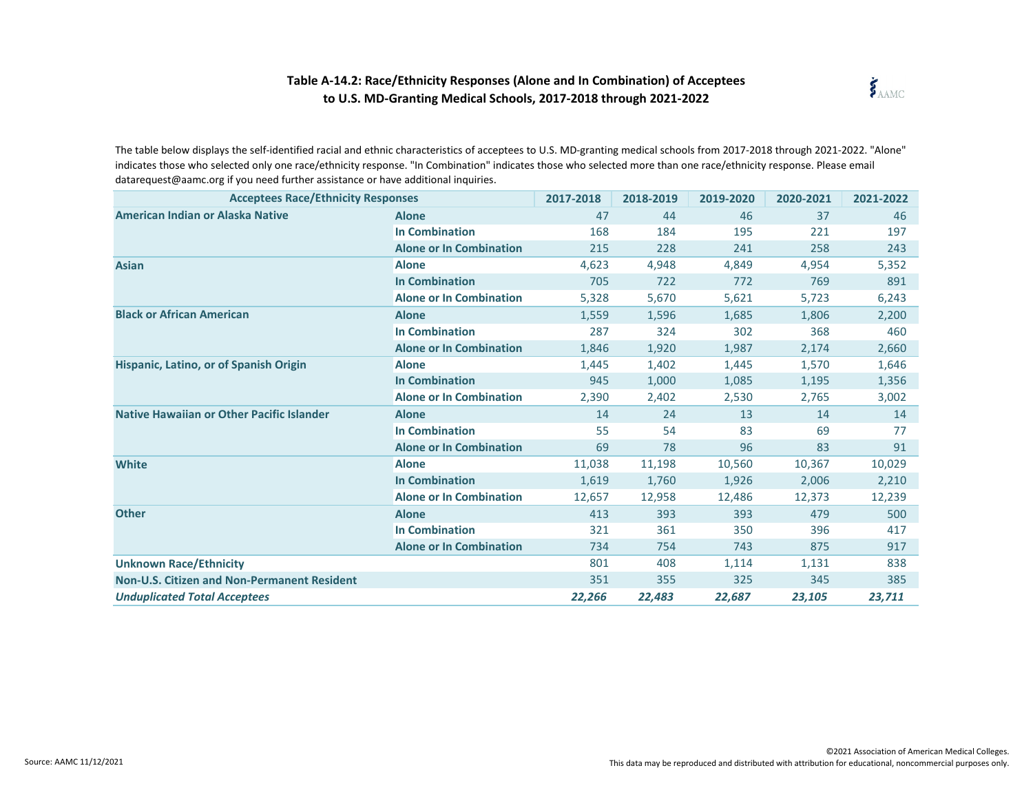**Table A-14.2: Race/Ethnicity Responses (Alone and In Combination) of Acceptees to U.S. MD-Granting Medical Schools, 2017-2018 through 2021-2022**

The table below displays the self-identified racial and ethnic characteristics of acceptees to U.S. MD-granting medical schools from 2017-2018 through 2021-2022. "Alone" indicates those who selected only one race/ethnicity response. "In Combination" indicates those who selected more than one race/ethnicity response. Please email datarequest@aamc.org if you need further assistance or have additional inquiries.

| Acceptees Race/Ethnicity Responses | | 2017-2018 | 2018-2019 | 2019-2020 | 2020-2021 | 2021-2022 |
|---|---|---|---|---|---|---|
| **American Indian or Alaska Native** | **Alone** | 47 | 44 | 46 | 37 | 46 |
| | **In Combination** | 168 | 184 | 195 | 221 | 197 |
| | **Alone or In Combination** | 215 | 228 | 241 | 258 | 243 |
| **Asian** | **Alone** | 4,623 | 4,948 | 4,849 | 4,954 | 5,352 |
| | **In Combination** | 705 | 722 | 772 | 769 | 891 |
| | **Alone or In Combination** | 5,328 | 5,670 | 5,621 | 5,723 | 6,243 |
| **Black or African American** | **Alone** | 1,559 | 1,596 | 1,685 | 1,806 | 2,200 |
| | **In Combination** | 287 | 324 | 302 | 368 | 460 |
| | **Alone or In Combination** | 1,846 | 1,920 | 1,987 | 2,174 | 2,660 |
| **Hispanic, Latino, or of Spanish Origin** | **Alone** | 1,445 | 1,402 | 1,445 | 1,570 | 1,646 |
| | **In Combination** | 945 | 1,000 | 1,085 | 1,195 | 1,356 |
| | **Alone or In Combination** | 2,390 | 2,402 | 2,530 | 2,765 | 3,002 |
| **Native Hawaiian or Other Pacific Islander** | **Alone** | 14 | 24 | 13 | 14 | 14 |
| | **In Combination** | 55 | 54 | 83 | 69 | 77 |
| | **Alone or In Combination** | 69 | 78 | 96 | 83 | 91 |
| **White** | **Alone** | 11,038 | 11,198 | 10,560 | 10,367 | 10,029 |
| | **In Combination** | 1,619 | 1,760 | 1,926 | 2,006 | 2,210 |
| | **Alone or In Combination** | 12,657 | 12,958 | 12,486 | 12,373 | 12,239 |
| **Other** | **Alone** | 413 | 393 | 393 | 479 | 500 |
| | **In Combination** | 321 | 361 | 350 | 396 | 417 |
| | **Alone or In Combination** | 734 | 754 | 743 | 875 | 917 |
| **Unknown Race/Ethnicity** | | 801 | 408 | 1,114 | 1,131 | 838 |
| **Non-U.S. Citizen and Non-Permanent Resident** | | 351 | 355 | 325 | 345 | 385 |
| ***Unduplicated Total Acceptees*** | | ***22,266*** | ***22,483*** | ***22,687*** | ***23,105*** | ***23,711*** |

Source: AAMC 11/12/2021

©2021 Association of American Medical Colleges.
This data may be reproduced and distributed with attribution for educational, noncommercial purposes only.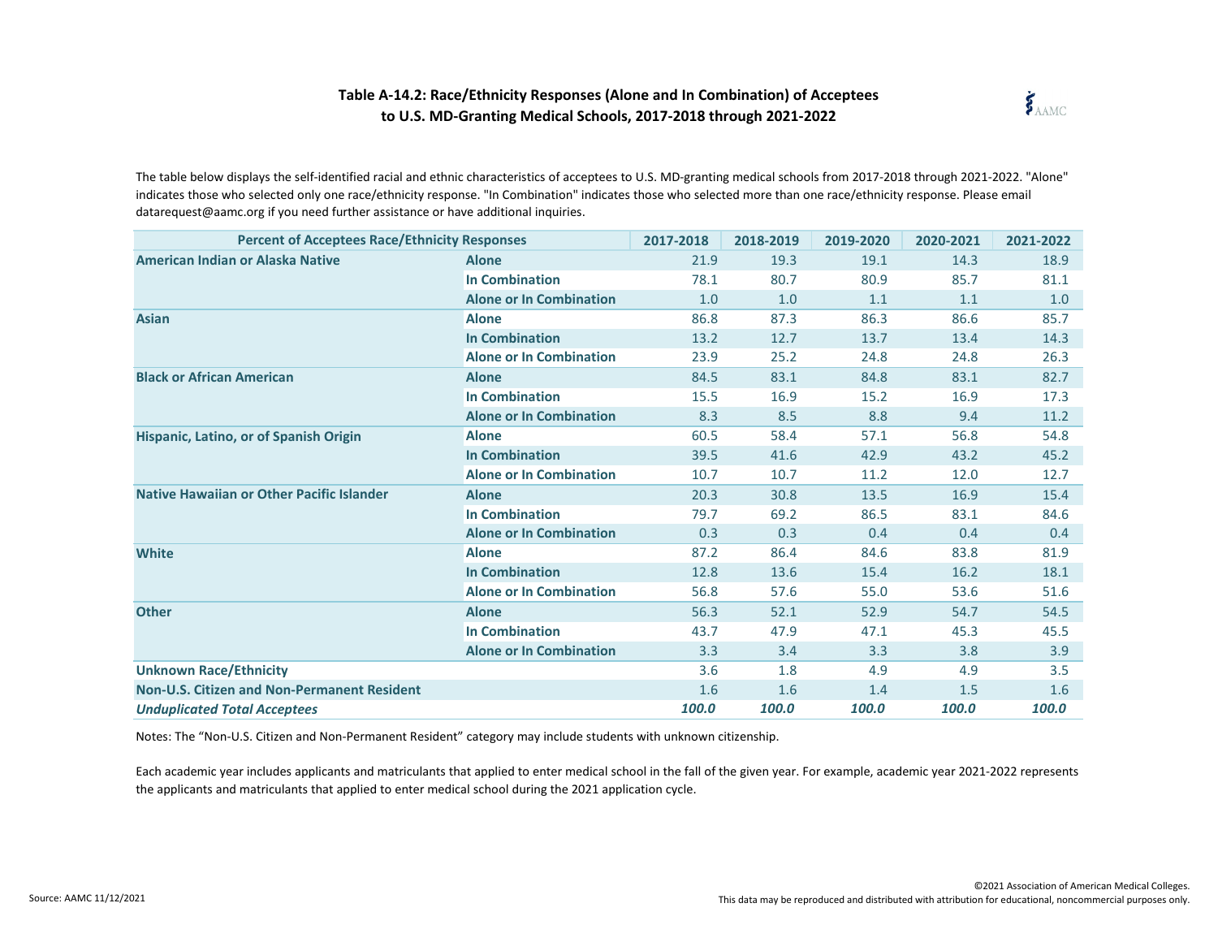## Table A-14.2: Race/Ethnicity Responses (Alone and In Combination) of Acceptees to U.S. MD-Granting Medical Schools, 2017-2018 through 2021-2022

The table below displays the self-identified racial and ethnic characteristics of acceptees to U.S. MD-granting medical schools from 2017-2018 through 2021-2022. "Alone" indicates those who selected only one race/ethnicity response. "In Combination" indicates those who selected more than one race/ethnicity response. Please email datarequest@aamc.org if you need further assistance or have additional inquiries.

| Percent of Acceptees Race/Ethnicity Responses | | 2017-2018 | 2018-2019 | 2019-2020 | 2020-2021 | 2021-2022 |
|---|---|---|---|---|---|---|
| **American Indian or Alaska Native** | **Alone** | 21.9 | 19.3 | 19.1 | 14.3 | 18.9 |
| | **In Combination** | 78.1 | 80.7 | 80.9 | 85.7 | 81.1 |
| | **Alone or In Combination** | 1.0 | 1.0 | 1.1 | 1.1 | 1.0 |
| **Asian** | **Alone** | 86.8 | 87.3 | 86.3 | 86.6 | 85.7 |
| | **In Combination** | 13.2 | 12.7 | 13.7 | 13.4 | 14.3 |
| | **Alone or In Combination** | 23.9 | 25.2 | 24.8 | 24.8 | 26.3 |
| **Black or African American** | **Alone** | 84.5 | 83.1 | 84.8 | 83.1 | 82.7 |
| | **In Combination** | 15.5 | 16.9 | 15.2 | 16.9 | 17.3 |
| | **Alone or In Combination** | 8.3 | 8.5 | 8.8 | 9.4 | 11.2 |
| **Hispanic, Latino, or of Spanish Origin** | **Alone** | 60.5 | 58.4 | 57.1 | 56.8 | 54.8 |
| | **In Combination** | 39.5 | 41.6 | 42.9 | 43.2 | 45.2 |
| | **Alone or In Combination** | 10.7 | 10.7 | 11.2 | 12.0 | 12.7 |
| **Native Hawaiian or Other Pacific Islander** | **Alone** | 20.3 | 30.8 | 13.5 | 16.9 | 15.4 |
| | **In Combination** | 79.7 | 69.2 | 86.5 | 83.1 | 84.6 |
| | **Alone or In Combination** | 0.3 | 0.3 | 0.4 | 0.4 | 0.4 |
| **White** | **Alone** | 87.2 | 86.4 | 84.6 | 83.8 | 81.9 |
| | **In Combination** | 12.8 | 13.6 | 15.4 | 16.2 | 18.1 |
| | **Alone or In Combination** | 56.8 | 57.6 | 55.0 | 53.6 | 51.6 |
| **Other** | **Alone** | 56.3 | 52.1 | 52.9 | 54.7 | 54.5 |
| | **In Combination** | 43.7 | 47.9 | 47.1 | 45.3 | 45.5 |
| | **Alone or In Combination** | 3.3 | 3.4 | 3.3 | 3.8 | 3.9 |
| **Unknown Race/Ethnicity** | | 3.6 | 1.8 | 4.9 | 4.9 | 3.5 |
| **Non-U.S. Citizen and Non-Permanent Resident** | | 1.6 | 1.6 | 1.4 | 1.5 | 1.6 |
| ***Unduplicated Total Acceptees*** | | ***100.0*** | ***100.0*** | ***100.0*** | ***100.0*** | ***100.0*** |

Notes: The "Non-U.S. Citizen and Non-Permanent Resident" category may include students with unknown citizenship.

Each academic year includes applicants and matriculants that applied to enter medical school in the fall of the given year. For example, academic year 2021-2022 represents the applicants and matriculants that applied to enter medical school during the 2021 application cycle.

Source: AAMC 11/12/2021

©2021 Association of American Medical Colleges.
This data may be reproduced and distributed with attribution for educational, noncommercial purposes only.